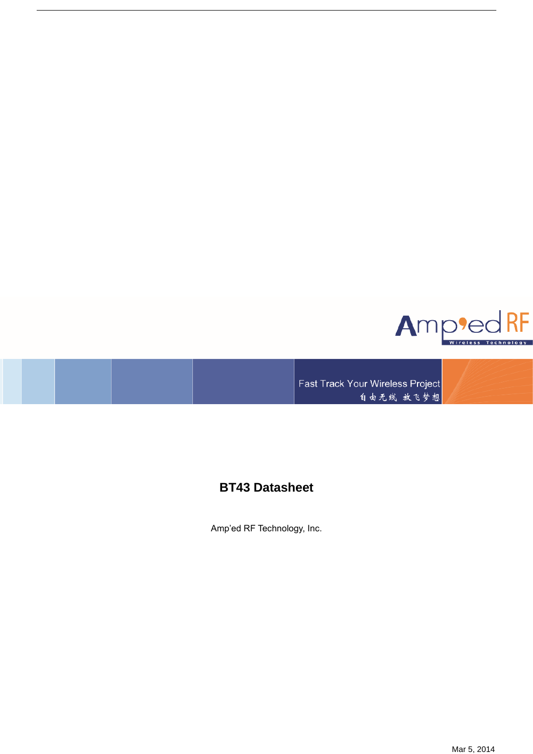Amp'ed RF

Wireless Technology

Fast Track Your Wireless Project

自由无线 放飞梦想

# BT43 Datasheet

Amp'ed RF Technology, Inc.

Mar 5, 2014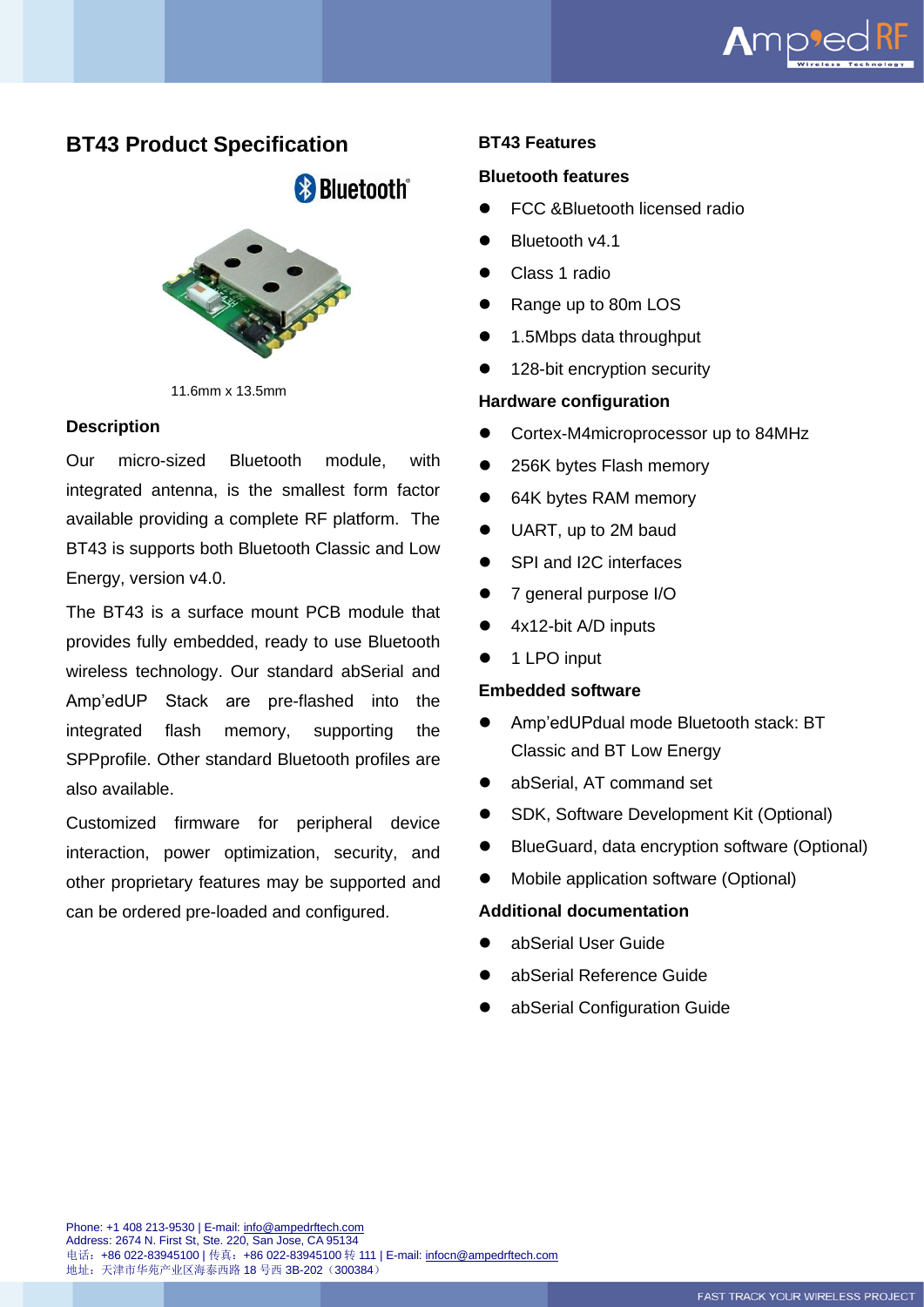# BT43 Product Specification

11.6mm x 13.5mm

### Description

Our micro-sized Bluetooth module, with integrated antenna, is the smallest form factor available providing a complete RF platform. The BT43 is supports both Bluetooth Classic and Low Energy, version v4.0.

The BT43 is a surface mount PCB module that provides fully embedded, ready to use Bluetooth wireless technology. Our standard abSerial and Amp'edUP Stack are pre-flashed into the integrated flash memory, supporting the SPPprofile. Other standard Bluetooth profiles are also available.

Customized firmware for peripheral device interaction, power optimization, security, and other proprietary features may be supported and can be ordered pre-loaded and configured.

### BT43 Features

**Bluetooth features**

- FCC &Bluetooth licensed radio
- Bluetooth v4.1
- Class 1 radio
- Range up to 80m LOS
- 1.5Mbps data throughput
- 128-bit encryption security

**Hardware configuration**

- Cortex-M4microprocessor up to 84MHz
- 256K bytes Flash memory
- 64K bytes RAM memory
- UART, up to 2M baud
- SPI and I2C interfaces
- 7 general purpose I/O
- 4x12-bit A/D inputs
- 1 LPO input

**Embedded software**

- Amp'edUPdual mode Bluetooth stack: BT Classic and BT Low Energy
- abSerial, AT command set
- SDK, Software Development Kit (Optional)
- BlueGuard, data encryption software (Optional)
- Mobile application software (Optional)

**Additional documentation**

- abSerial User Guide
- abSerial Reference Guide
- abSerial Configuration Guide

Phone: +1 408 213-9530 | E-mail: info@ampedrftech.com
Address: 2674 N. First St, Ste. 220, San Jose, CA 95134
电话：+86 022-83945100 | 传真：+86 022-83945100 转 111 | E-mail: infocn@ampedrftech.com
地址：天津市华苑产业区海泰西路 18 号西 3B-202（300384）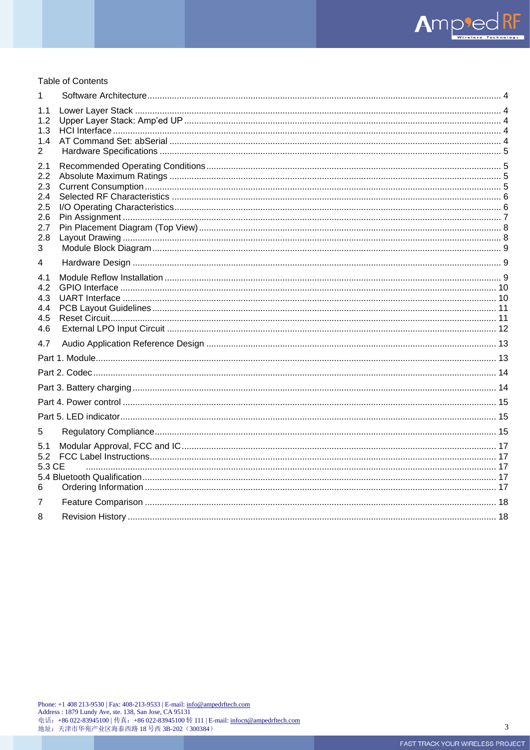Table of Contents

1 Software Architecture ..... 4

1.1 Lower Layer Stack ..... 4
1.2 Upper Layer Stack: Amp'ed UP ..... 4
1.3 HCI Interface ..... 4
1.4 AT Command Set: abSerial ..... 4

2 Hardware Specifications ..... 5

2.1 Recommended Operating Conditions ..... 5
2.2 Absolute Maximum Ratings ..... 5
2.3 Current Consumption ..... 5
2.4 Selected RF Characteristics ..... 6
2.5 I/O Operating Characteristics ..... 6
2.6 Pin Assignment ..... 7
2.7 Pin Placement Diagram (Top View) ..... 8
2.8 Layout Drawing ..... 8

3 Module Block Diagram ..... 9

4 Hardware Design ..... 9

4.1 Module Reflow Installation ..... 9
4.2 GPIO Interface ..... 10
4.3 UART Interface ..... 10
4.4 PCB Layout Guidelines ..... 11
4.5 Reset Circuit ..... 11
4.6 External LPO Input Circuit ..... 12

4.7 Audio Application Reference Design ..... 13

Part 1. Module ..... 13

Part 2. Codec ..... 14

Part 3. Battery charging ..... 14

Part 4. Power control ..... 15

Part 5. LED indicator ..... 15

5 Regulatory Compliance ..... 15

5.1 Modular Approval, FCC and IC ..... 17
5.2 FCC Label Instructions ..... 17
5.3 CE ..... 17
5.4 Bluetooth Qualification ..... 17

6 Ordering Information ..... 17

7 Feature Comparison ..... 18

8 Revision History ..... 18

Phone: +1 408 213-9530 | Fax: 408-213-9533 | E-mail: info@ampedrftech.com
Address : 1879 Lundy Ave, ste. 138, San Jose, CA 95131
电话：+86 022-83945100 | 传真：+86 022-83945100 转 111 | E-mail: infocn@ampedrftech.com
地址：天津市华苑产业区海泰西路 18 号西 3B-202（300384）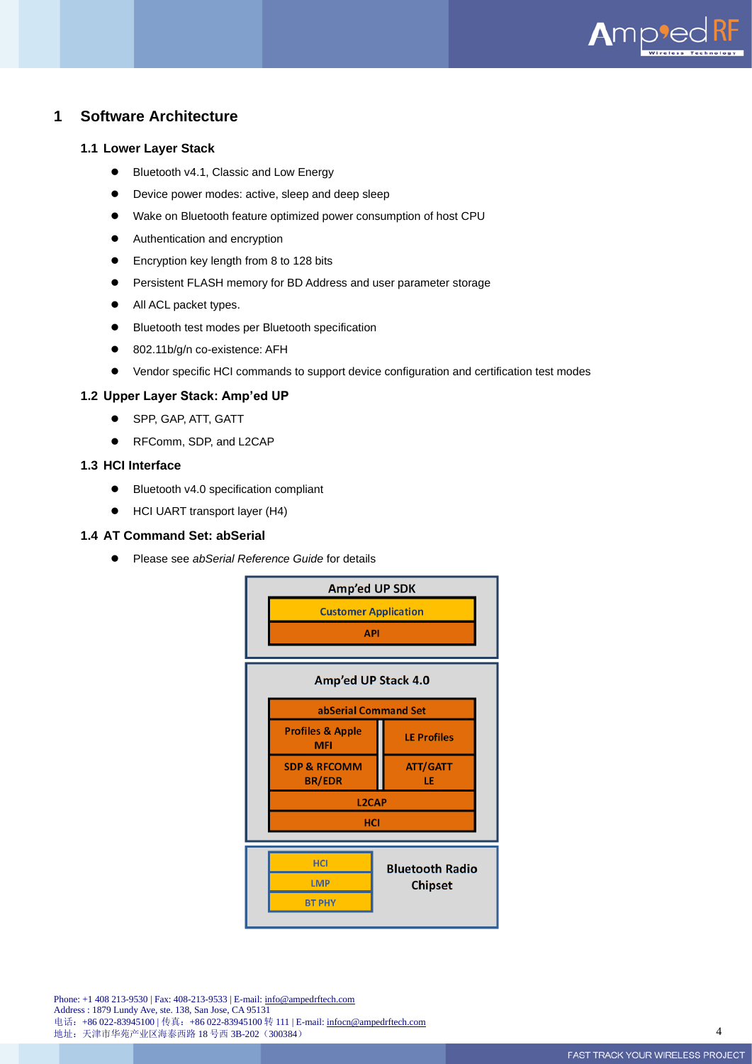# 1 Software Architecture

## 1.1 Lower Layer Stack

- Bluetooth v4.1, Classic and Low Energy
- Device power modes: active, sleep and deep sleep
- Wake on Bluetooth feature optimized power consumption of host CPU
- Authentication and encryption
- Encryption key length from 8 to 128 bits
- Persistent FLASH memory for BD Address and user parameter storage
- All ACL packet types.
- Bluetooth test modes per Bluetooth specification
- 802.11b/g/n co-existence: AFH
- Vendor specific HCI commands to support device configuration and certification test modes

## 1.2 Upper Layer Stack: Amp'ed UP

- SPP, GAP, ATT, GATT
- RFComm, SDP, and L2CAP

## 1.3 HCI Interface

- Bluetooth v4.0 specification compliant
- HCI UART transport layer (H4)

## 1.4 AT Command Set: abSerial

- Please see *abSerial Reference Guide* for details

Amp'ed UP SDK
- Customer Application
- API

Amp'ed UP Stack 4.0
- abSerial Command Set
- Profiles & Apple MFI | LE Profiles
- SDP & RFCOMM BR/EDR | ATT/GATT LE
- L2CAP
- HCI

Bluetooth Radio Chipset
- HCI
- LMP
- BT PHY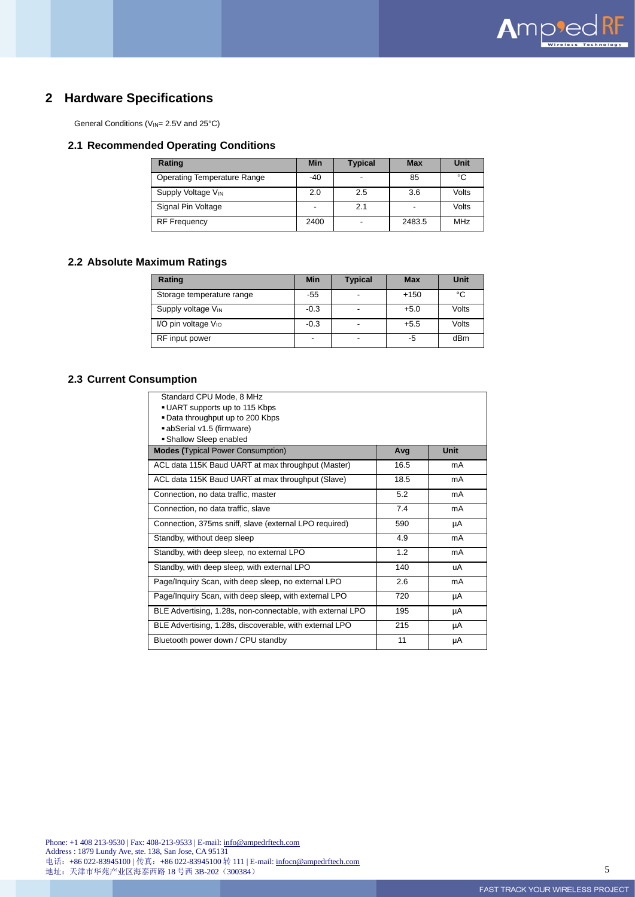# 2 Hardware Specifications

General Conditions ($V_{IN}$= 2.5V and 25°C)

## 2.1 Recommended Operating Conditions

| Rating | Min | Typical | Max | Unit |
|---|---|---|---|---|
| Operating Temperature Range | -40 | - | 85 | °C |
| Supply Voltage $V_{IN}$ | 2.0 | 2.5 | 3.6 | Volts |
| Signal Pin Voltage | - | 2.1 | - | Volts |
| RF Frequency | 2400 | - | 2483.5 | MHz |

## 2.2 Absolute Maximum Ratings

| Rating | Min | Typical | Max | Unit |
|---|---|---|---|---|
| Storage temperature range | -55 | - | +150 | °C |
| Supply voltage $V_{IN}$ | -0.3 | - | +5.0 | Volts |
| I/O pin voltage $V_{IO}$ | -0.3 | - | +5.5 | Volts |
| RF input power | - | - | -5 | dBm |

## 2.3 Current Consumption

Standard CPU Mode, 8 MHz
- UART supports up to 115 Kbps
- Data throughput up to 200 Kbps
- abSerial v1.5 (firmware)
- Shallow Sleep enabled

| **Modes** (Typical Power Consumption) | Avg | Unit |
|---|---|---|
| ACL data 115K Baud UART at max throughput (Master) | 16.5 | mA |
| ACL data 115K Baud UART at max throughput (Slave) | 18.5 | mA |
| Connection, no data traffic, master | 5.2 | mA |
| Connection, no data traffic, slave | 7.4 | mA |
| Connection, 375ms sniff, slave (external LPO required) | 590 | µA |
| Standby, without deep sleep | 4.9 | mA |
| Standby, with deep sleep, no external LPO | 1.2 | mA |
| Standby, with deep sleep, with external LPO | 140 | uA |
| Page/Inquiry Scan, with deep sleep, no external LPO | 2.6 | mA |
| Page/Inquiry Scan, with deep sleep, with external LPO | 720 | µA |
| BLE Advertising, 1.28s, non-connectable, with external LPO | 195 | µA |
| BLE Advertising, 1.28s, discoverable, with external LPO | 215 | µA |
| Bluetooth power down / CPU standby | 11 | µA |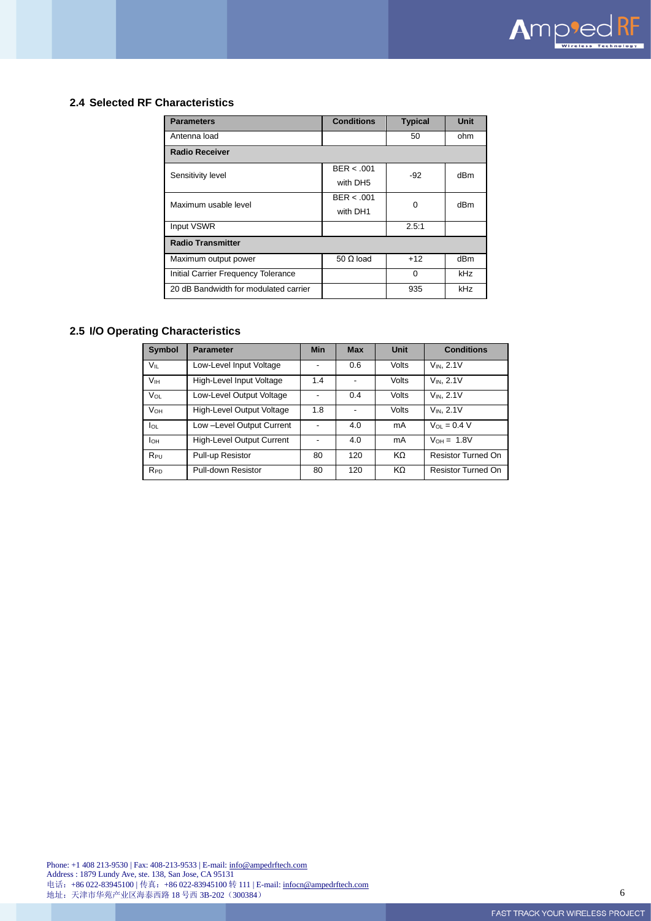### 2.4 Selected RF Characteristics

| Parameters | Conditions | Typical | Unit |
|---|---|---|---|
| Antenna load | | 50 | ohm |
| **Radio Receiver** | | | |
| Sensitivity level | BER < .001 with DH5 | -92 | dBm |
| Maximum usable level | BER < .001 with DH1 | 0 | dBm |
| Input VSWR | | 2.5:1 | |
| **Radio Transmitter** | | | |
| Maximum output power | 50 Ω load | +12 | dBm |
| Initial Carrier Frequency Tolerance | | 0 | kHz |
| 20 dB Bandwidth for modulated carrier | | 935 | kHz |

### 2.5 I/O Operating Characteristics

| Symbol | Parameter | Min | Max | Unit | Conditions |
|---|---|---|---|---|---|
| $V_{IL}$ | Low-Level Input Voltage | - | 0.6 | Volts | $V_{IN}$, 2.1V |
| $V_{IH}$ | High-Level Input Voltage | 1.4 | - | Volts | $V_{IN}$, 2.1V |
| $V_{OL}$ | Low-Level Output Voltage | - | 0.4 | Volts | $V_{IN}$, 2.1V |
| $V_{OH}$ | High-Level Output Voltage | 1.8 | - | Volts | $V_{IN}$, 2.1V |
| $I_{OL}$ | Low –Level Output Current | - | 4.0 | mA | $V_{OL}$ = 0.4 V |
| $I_{OH}$ | High-Level Output Current | - | 4.0 | mA | $V_{OH}$ = 1.8V |
| $R_{PU}$ | Pull-up Resistor | 80 | 120 | KΩ | Resistor Turned On |
| $R_{PD}$ | Pull-down Resistor | 80 | 120 | KΩ | Resistor Turned On |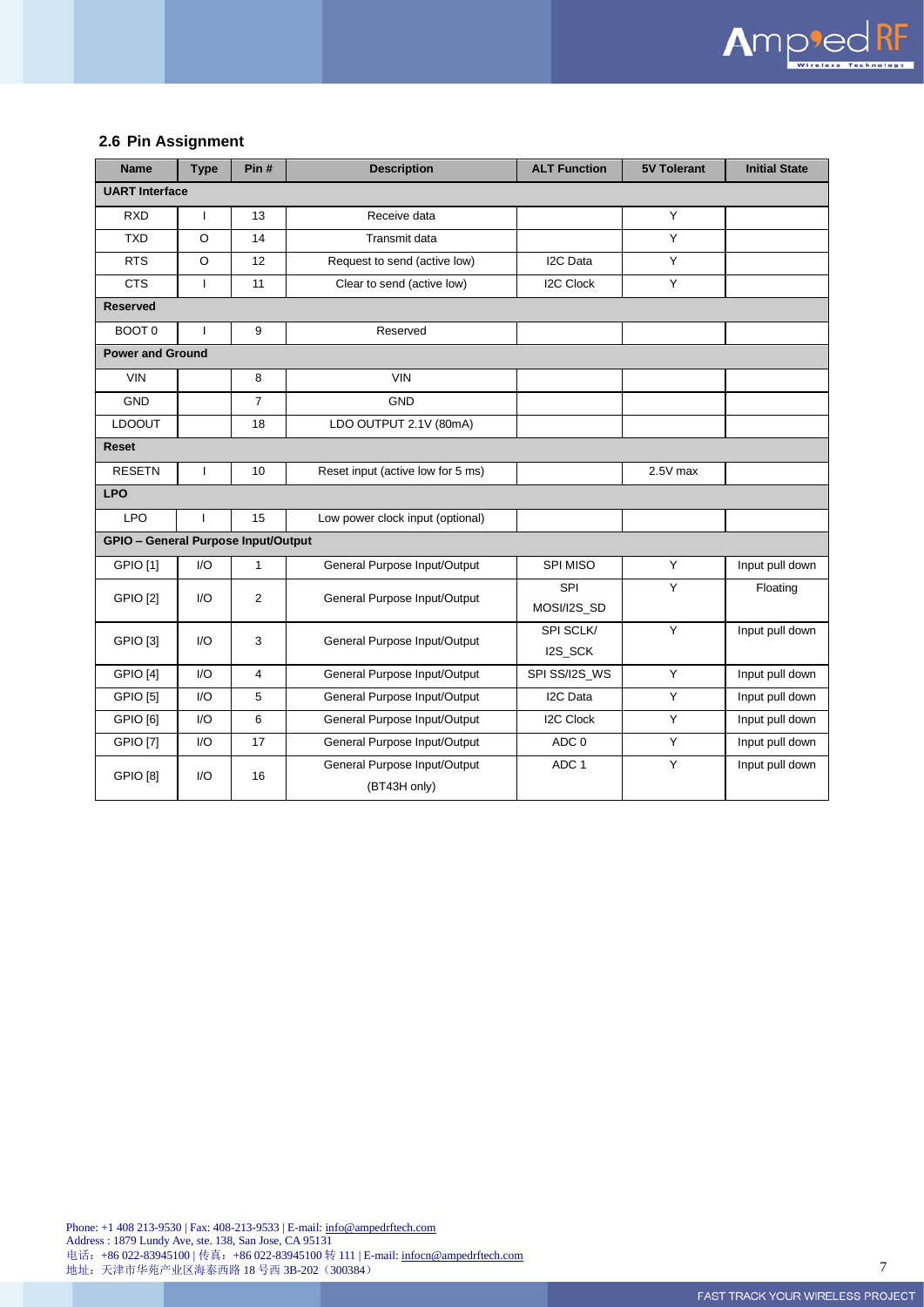## 2.6 Pin Assignment

| Name | Type | Pin # | Description | ALT Function | 5V Tolerant | Initial State |
|---|---|---|---|---|---|---|
| **UART Interface** | | | | | | |
| RXD | I | 13 | Receive data | | Y | |
| TXD | O | 14 | Transmit data | | Y | |
| RTS | O | 12 | Request to send (active low) | I2C Data | Y | |
| CTS | I | 11 | Clear to send (active low) | I2C Clock | Y | |
| **Reserved** | | | | | | |
| BOOT 0 | I | 9 | Reserved | | | |
| **Power and Ground** | | | | | | |
| VIN | | 8 | VIN | | | |
| GND | | 7 | GND | | | |
| LDOOUT | | 18 | LDO OUTPUT 2.1V (80mA) | | | |
| **Reset** | | | | | | |
| RESETN | I | 10 | Reset input (active low for 5 ms) | | 2.5V max | |
| **LPO** | | | | | | |
| LPO | I | 15 | Low power clock input (optional) | | | |
| **GPIO – General Purpose Input/Output** | | | | | | |
| GPIO [1] | I/O | 1 | General Purpose Input/Output | SPI MISO | Y | Input pull down |
| GPIO [2] | I/O | 2 | General Purpose Input/Output | SPI MOSI/I2S_SD | Y | Floating |
| GPIO [3] | I/O | 3 | General Purpose Input/Output | SPI SCLK/ I2S_SCK | Y | Input pull down |
| GPIO [4] | I/O | 4 | General Purpose Input/Output | SPI SS/I2S_WS | Y | Input pull down |
| GPIO [5] | I/O | 5 | General Purpose Input/Output | I2C Data | Y | Input pull down |
| GPIO [6] | I/O | 6 | General Purpose Input/Output | I2C Clock | Y | Input pull down |
| GPIO [7] | I/O | 17 | General Purpose Input/Output | ADC 0 | Y | Input pull down |
| GPIO [8] | I/O | 16 | General Purpose Input/Output (BT43H only) | ADC 1 | Y | Input pull down |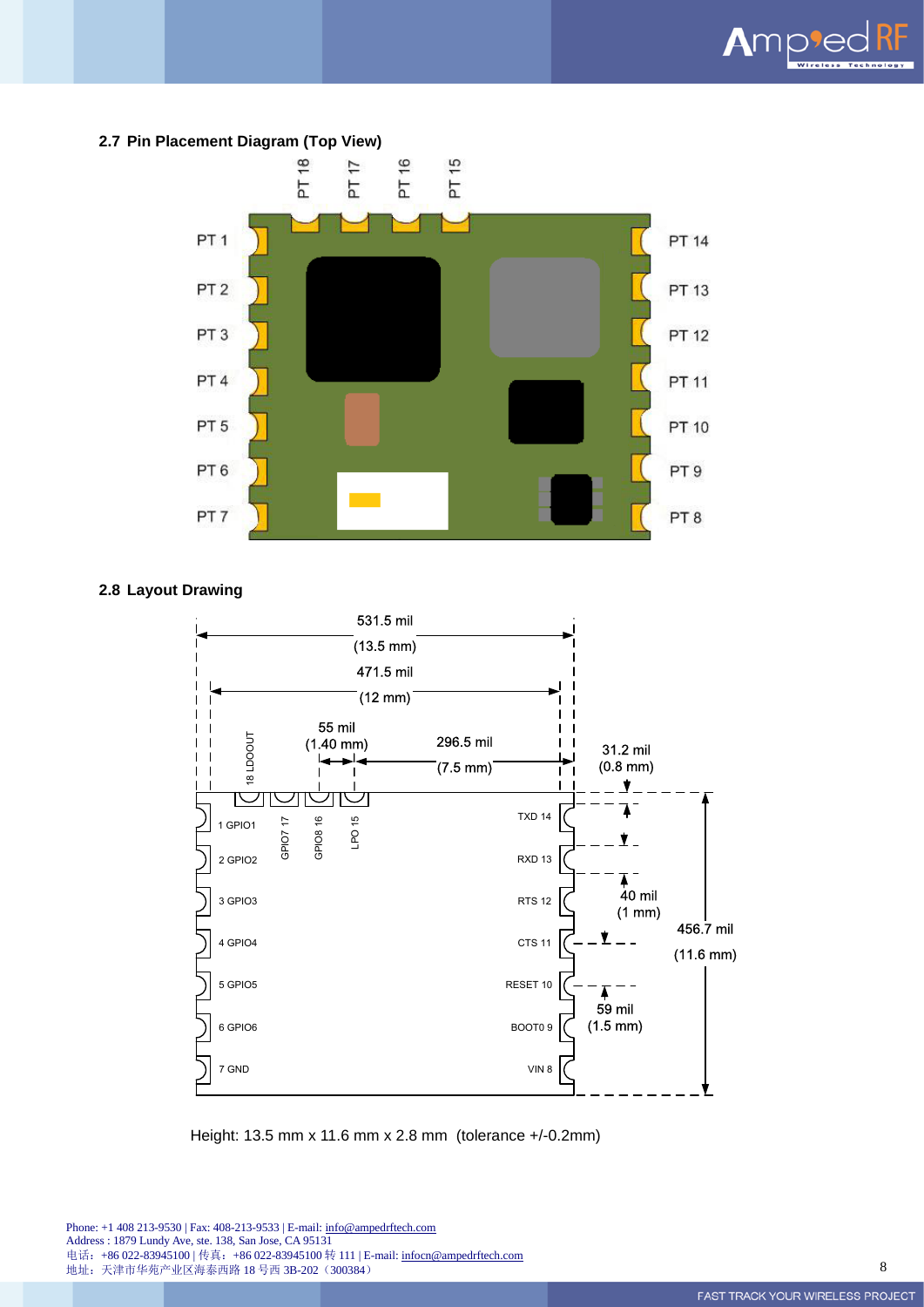## 2.7 Pin Placement Diagram (Top View)

PT 18 PT 17 PT 16 PT 15

PT 1 PT 14
PT 2 PT 13
PT 3 PT 12
PT 4 PT 11
PT 5 PT 10
PT 6 PT 9
PT 7 PT 8

## 2.8 Layout Drawing

531.5 mil (13.5 mm)
471.5 mil (12 mm)
55 mil (1.40 mm)
296.5 mil (7.5 mm)
31.2 mil (0.8 mm)
40 mil (1 mm)
456.7 mil (11.6 mm)
59 mil (1.5 mm)

18 LDOOUT, GPIO7 17, GPIO8 16, LPO 15

1 GPIO1 — TXD 14
2 GPIO2 — RXD 13
3 GPIO3 — RTS 12
4 GPIO4 — CTS 11
5 GPIO5 — RESET 10
6 GPIO6 — BOOT0 9
7 GND — VIN 8

Height: 13.5 mm x 11.6 mm x 2.8 mm (tolerance +/-0.2mm)

Phone: +1 408 213-9530 | Fax: 408-213-9533 | E-mail: info@ampedrftech.com
Address : 1879 Lundy Ave, ste. 138, San Jose, CA 95131
电话：+86 022-83945100 | 传真：+86 022-83945100 转 111 | E-mail: infocn@ampedrftech.com
地址：天津市华苑产业区海泰西路 18 号西 3B-202（300384）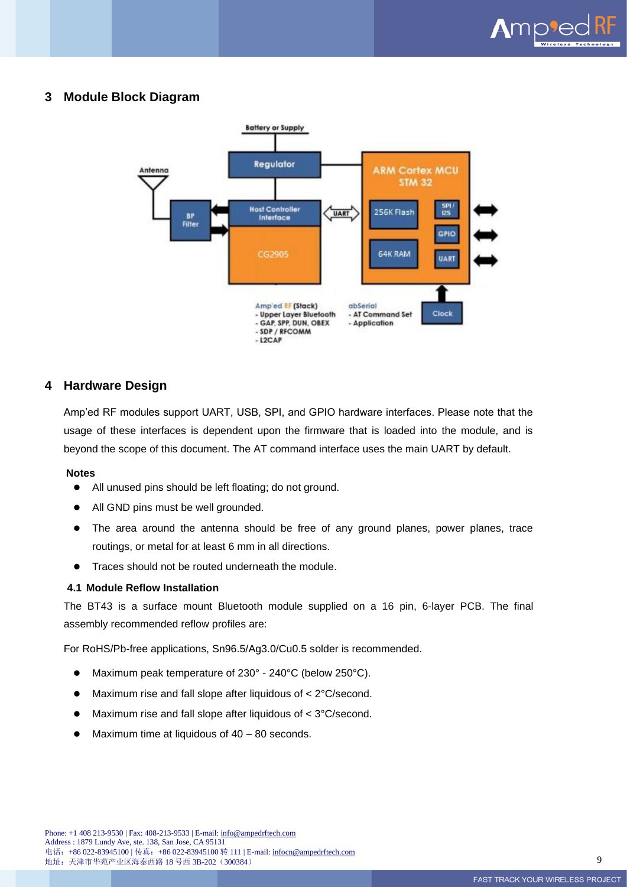# 3 Module Block Diagram

# 4 Hardware Design

Amp'ed RF modules support UART, USB, SPI, and GPIO hardware interfaces. Please note that the usage of these interfaces is dependent upon the firmware that is loaded into the module, and is beyond the scope of this document. The AT command interface uses the main UART by default.

**Notes**

- All unused pins should be left floating; do not ground.
- All GND pins must be well grounded.
- The area around the antenna should be free of any ground planes, power planes, trace routings, or metal for at least 6 mm in all directions.
- Traces should not be routed underneath the module.

## 4.1 Module Reflow Installation

The BT43 is a surface mount Bluetooth module supplied on a 16 pin, 6-layer PCB. The final assembly recommended reflow profiles are:

For RoHS/Pb-free applications, Sn96.5/Ag3.0/Cu0.5 solder is recommended.

- Maximum peak temperature of 230° - 240°C (below 250°C).
- Maximum rise and fall slope after liquidous of < 2°C/second.
- Maximum rise and fall slope after liquidous of < 3°C/second.
- Maximum time at liquidous of 40 – 80 seconds.

Phone: +1 408 213-9530 | Fax: 408-213-9533 | E-mail: info@ampedrftech.com
Address : 1879 Lundy Ave, ste. 138, San Jose, CA 95131
电话：+86 022-83945100 | 传真：+86 022-83945100 转 111 | E-mail: infocn@ampedrftech.com
地址：天津市华苑产业区海泰西路 18 号西 3B-202（300384）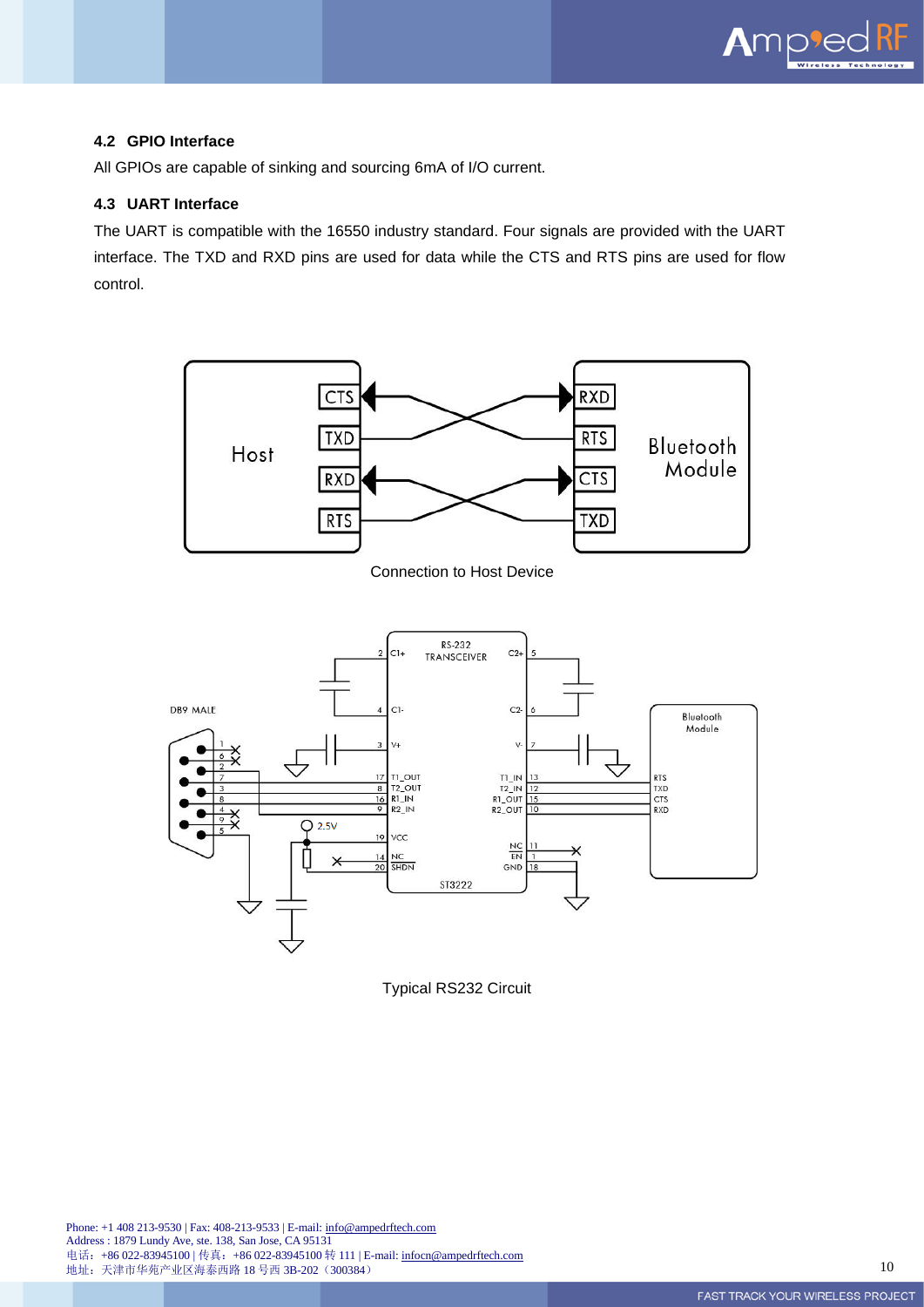### 4.2 GPIO Interface

All GPIOs are capable of sinking and sourcing 6mA of I/O current.

### 4.3 UART Interface

The UART is compatible with the 16550 industry standard. Four signals are provided with the UART interface. The TXD and RXD pins are used for data while the CTS and RTS pins are used for flow control.

Connection to Host Device

Typical RS232 Circuit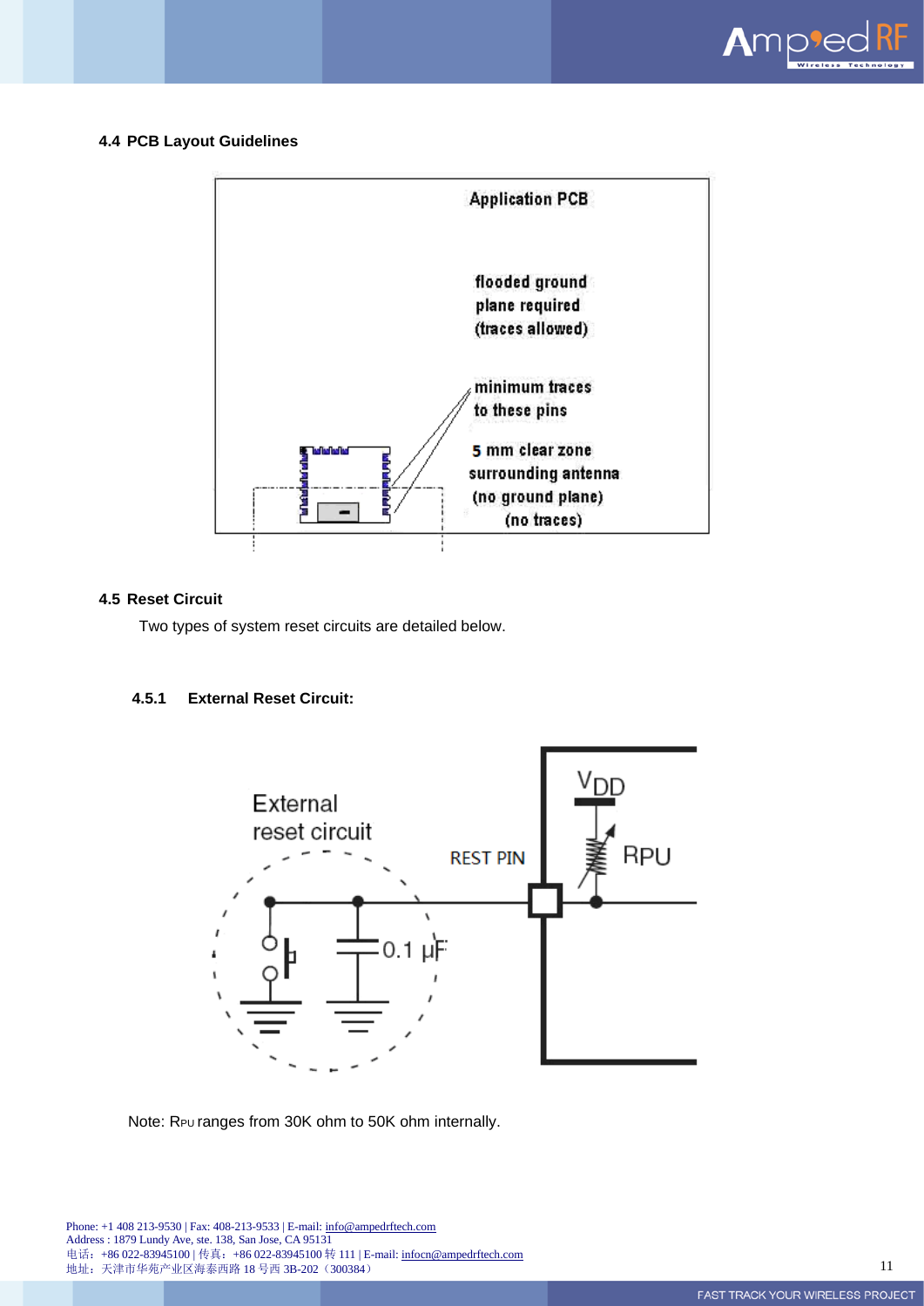### 4.4 PCB Layout Guidelines

### 4.5 Reset Circuit

Two types of system reset circuits are detailed below.

#### 4.5.1 External Reset Circuit:

Note: $R_{PU}$ ranges from 30K ohm to 50K ohm internally.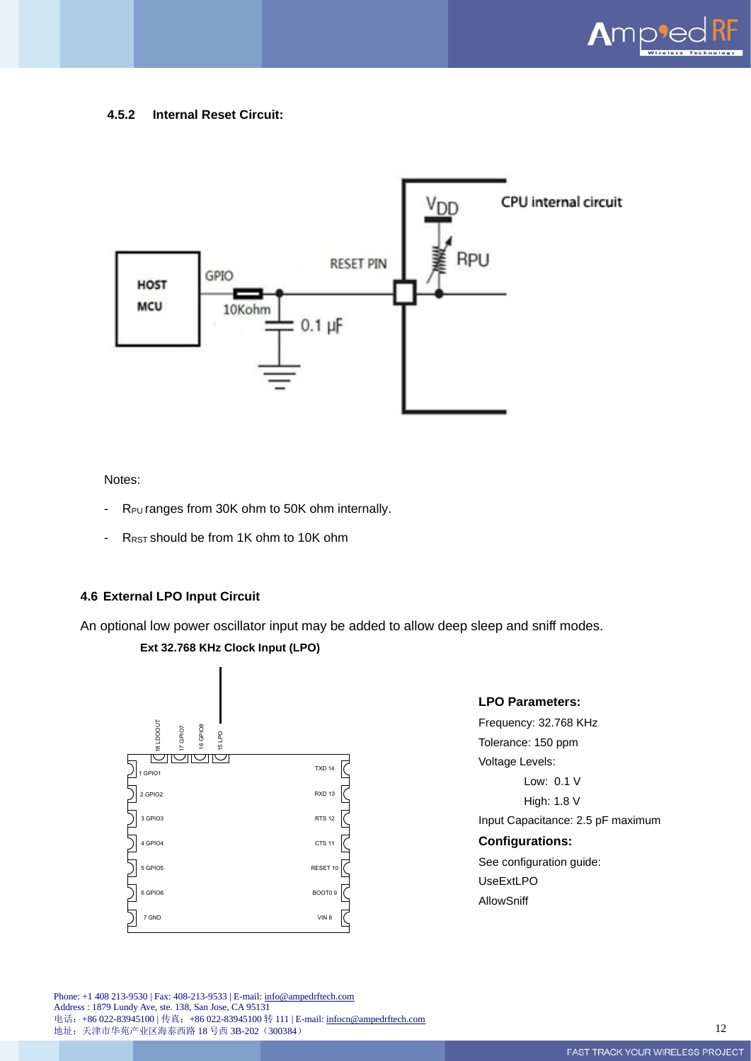#### 4.5.2 Internal Reset Circuit:

Notes:

- $R_{PU}$ ranges from 30K ohm to 50K ohm internally.
- $R_{RST}$ should be from 1K ohm to 10K ohm

### 4.6 External LPO Input Circuit

An optional low power oscillator input may be added to allow deep sleep and sniff modes.

**Ext 32.768 KHz Clock Input (LPO)**

**LPO Parameters:**

Frequency: 32.768 KHz

Tolerance: 150 ppm

Voltage Levels:

Low: 0.1 V

High: 1.8 V

Input Capacitance: 2.5 pF maximum

**Configurations:**

See configuration guide:

UseExtLPO

AllowSniff

Phone: +1 408 213-9530 | Fax: 408-213-9533 | E-mail: info@ampedrftech.com
Address : 1879 Lundy Ave, ste. 138, San Jose, CA 95131
电话：+86 022-83945100 | 传真：+86 022-83945100 转 111 | E-mail: infocn@ampedrftech.com
地址：天津市华苑产业区海泰西路 18 号西 3B-202（300384）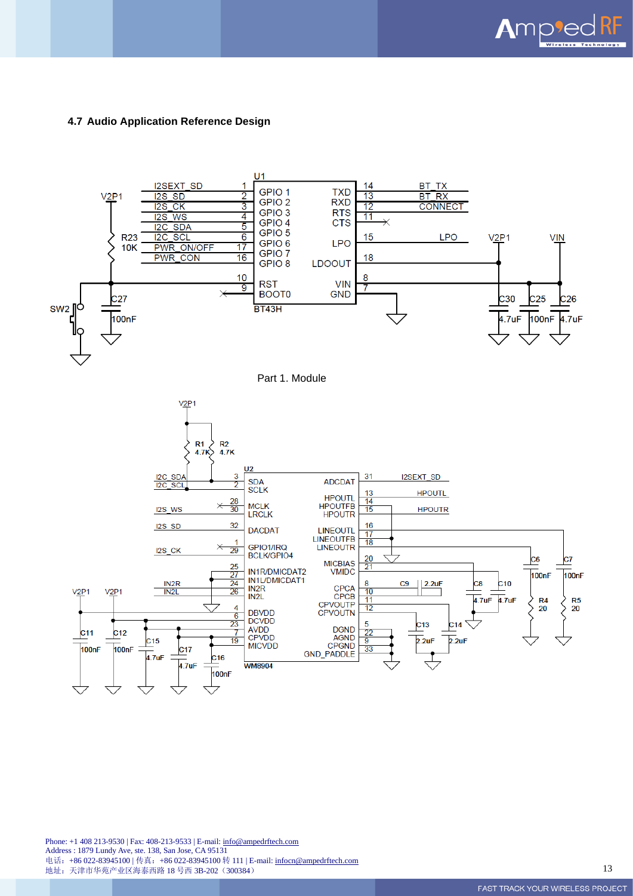### 4.7 Audio Application Reference Design

Part 1. Module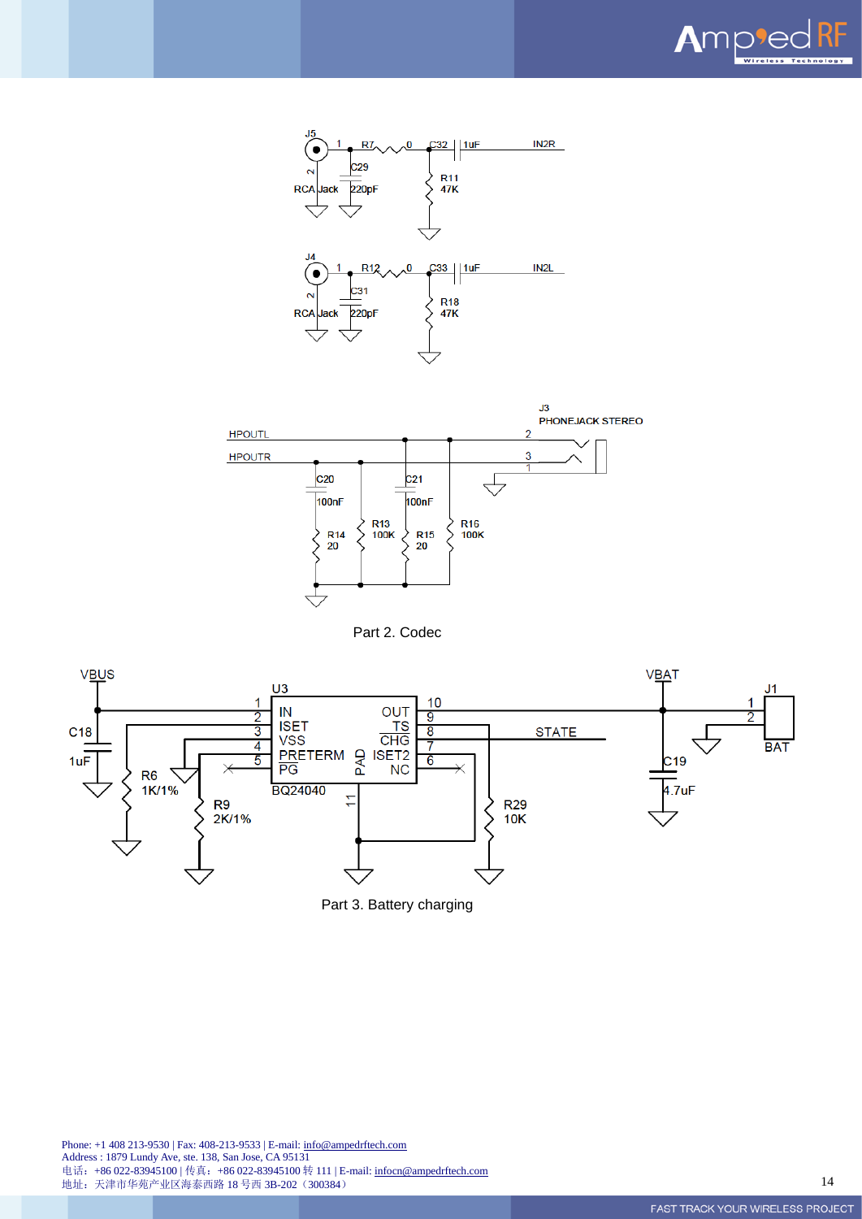Part 2. Codec

Part 3. Battery charging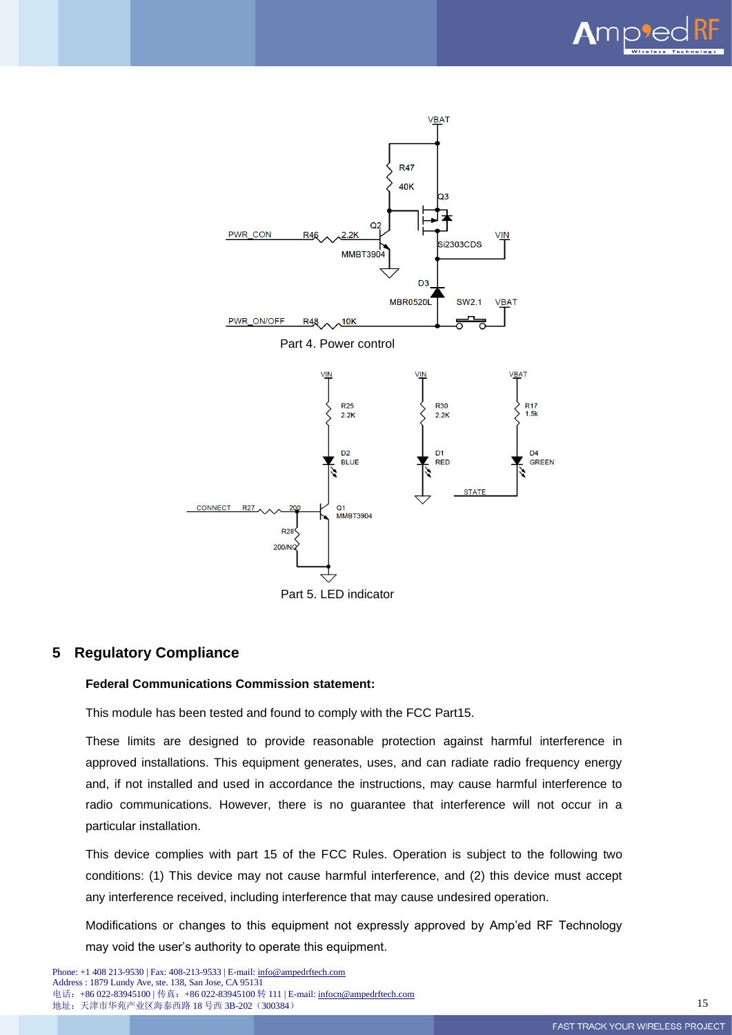Part 4. Power control

Part 5. LED indicator

## 5 Regulatory Compliance

**Federal Communications Commission statement:**

This module has been tested and found to comply with the FCC Part15.

These limits are designed to provide reasonable protection against harmful interference in approved installations. This equipment generates, uses, and can radiate radio frequency energy and, if not installed and used in accordance the instructions, may cause harmful interference to radio communications. However, there is no guarantee that interference will not occur in a particular installation.

This device complies with part 15 of the FCC Rules. Operation is subject to the following two conditions: (1) This device may not cause harmful interference, and (2) this device must accept any interference received, including interference that may cause undesired operation.

Modifications or changes to this equipment not expressly approved by Amp'ed RF Technology may void the user's authority to operate this equipment.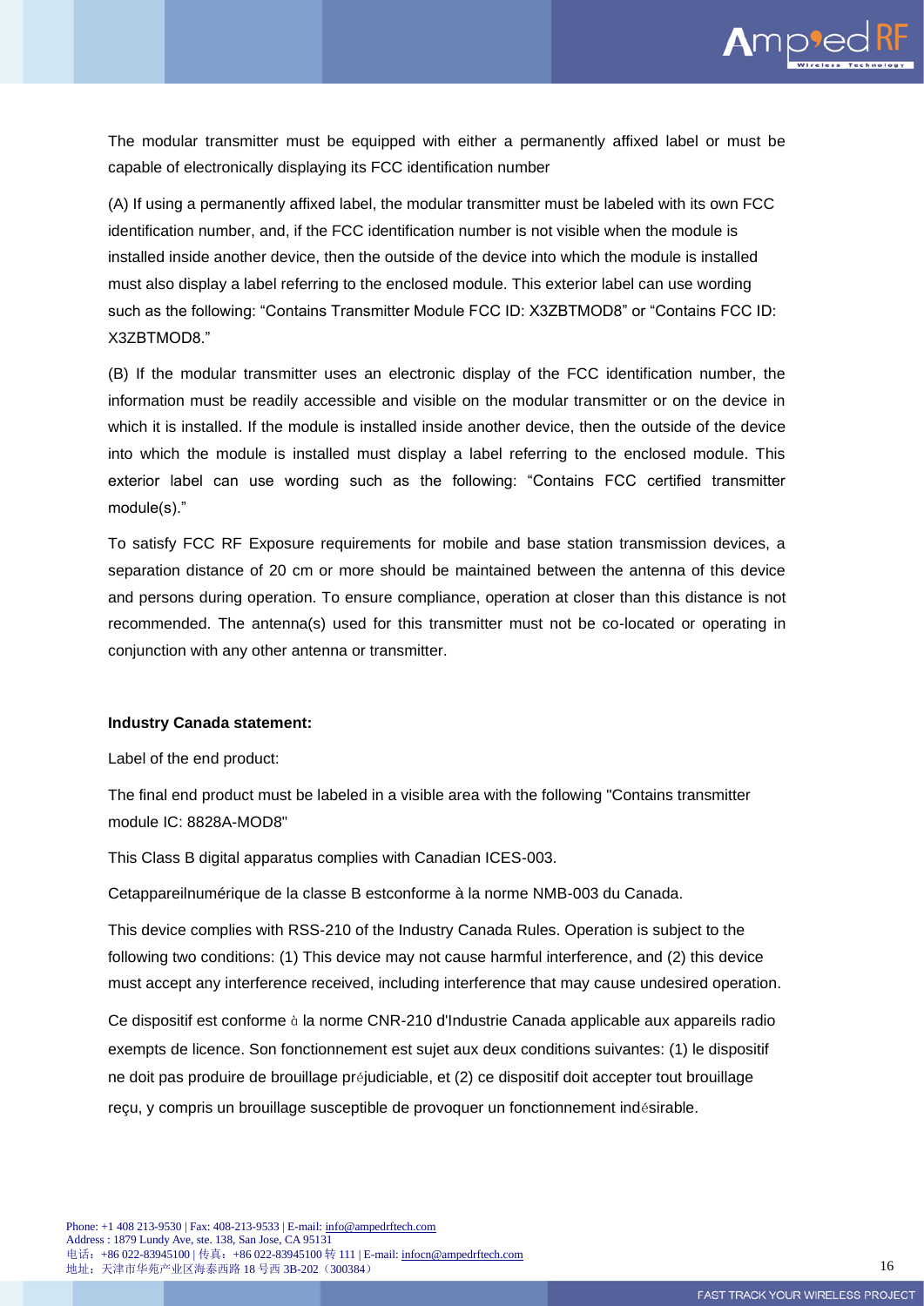The modular transmitter must be equipped with either a permanently affixed label or must be capable of electronically displaying its FCC identification number

(A) If using a permanently affixed label, the modular transmitter must be labeled with its own FCC identification number, and, if the FCC identification number is not visible when the module is installed inside another device, then the outside of the device into which the module is installed must also display a label referring to the enclosed module. This exterior label can use wording such as the following: “Contains Transmitter Module FCC ID: X3ZBTMOD8” or “Contains FCC ID: X3ZBTMOD8.”

(B) If the modular transmitter uses an electronic display of the FCC identification number, the information must be readily accessible and visible on the modular transmitter or on the device in which it is installed. If the module is installed inside another device, then the outside of the device into which the module is installed must display a label referring to the enclosed module. This exterior label can use wording such as the following: “Contains FCC certified transmitter module(s).”

To satisfy FCC RF Exposure requirements for mobile and base station transmission devices, a separation distance of 20 cm or more should be maintained between the antenna of this device and persons during operation. To ensure compliance, operation at closer than this distance is not recommended. The antenna(s) used for this transmitter must not be co-located or operating in conjunction with any other antenna or transmitter.

**Industry Canada statement:**

Label of the end product:

The final end product must be labeled in a visible area with the following "Contains transmitter module IC: 8828A-MOD8"

This Class B digital apparatus complies with Canadian ICES-003.

Cetappareilnumérique de la classe B estconforme à la norme NMB-003 du Canada.

This device complies with RSS-210 of the Industry Canada Rules. Operation is subject to the following two conditions: (1) This device may not cause harmful interference, and (2) this device must accept any interference received, including interference that may cause undesired operation.

Ce dispositif est conforme à la norme CNR-210 d'Industrie Canada applicable aux appareils radio exempts de licence. Son fonctionnement est sujet aux deux conditions suivantes: (1) le dispositif ne doit pas produire de brouillage préjudiciable, et (2) ce dispositif doit accepter tout brouillage reçu, y compris un brouillage susceptible de provoquer un fonctionnement indésirable.

Phone: +1 408 213-9530 | Fax: 408-213-9533 | E-mail: info@ampedrftech.com
Address : 1879 Lundy Ave, ste. 138, San Jose, CA 95131
电话：+86 022-83945100 | 传真：+86 022-83945100 转 111 | E-mail: infocn@ampedrftech.com
地址：天津市华苑产业区海泰西路 18 号西 3B-202（300384）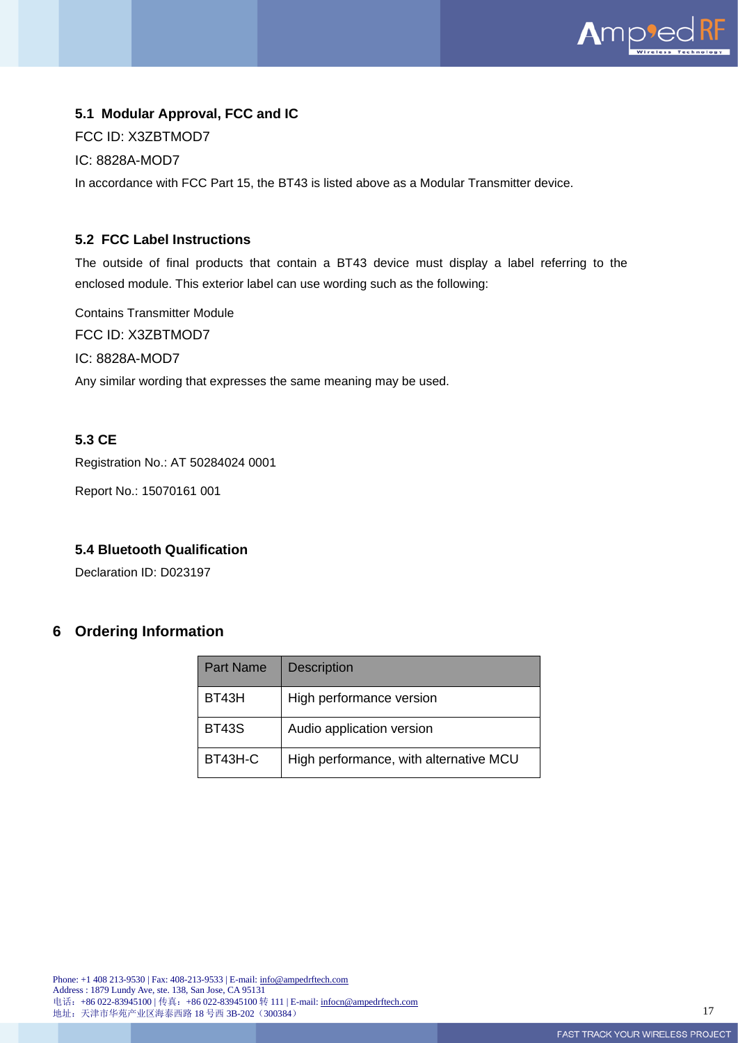### 5.1 Modular Approval, FCC and IC

FCC ID: X3ZBTMOD7

IC: 8828A-MOD7

In accordance with FCC Part 15, the BT43 is listed above as a Modular Transmitter device.

### 5.2 FCC Label Instructions

The outside of final products that contain a BT43 device must display a label referring to the enclosed module. This exterior label can use wording such as the following:

Contains Transmitter Module

FCC ID: X3ZBTMOD7

IC: 8828A-MOD7

Any similar wording that expresses the same meaning may be used.

### 5.3 CE

Registration No.: AT 50284024 0001

Report No.: 15070161 001

### 5.4 Bluetooth Qualification

Declaration ID: D023197

## 6 Ordering Information

| Part Name | Description |
|---|---|
| BT43H | High performance version |
| BT43S | Audio application version |
| BT43H-C | High performance, with alternative MCU |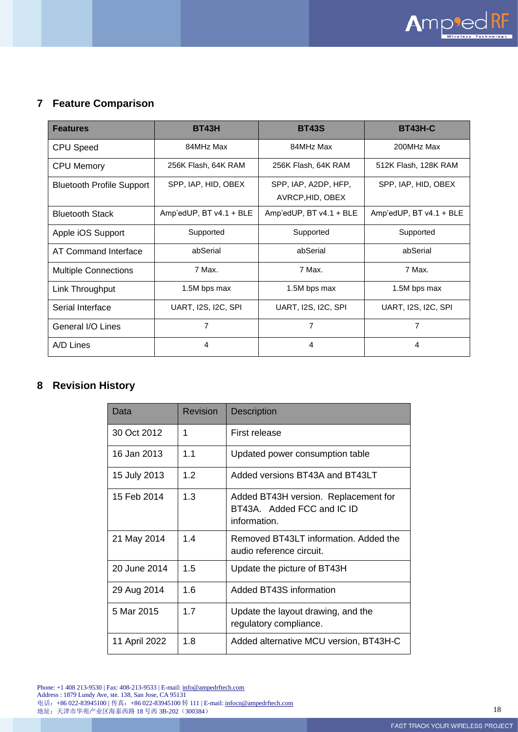## 7 Feature Comparison

| Features | BT43H | BT43S | BT43H-C |
|---|---|---|---|
| CPU Speed | 84MHz Max | 84MHz Max | 200MHz Max |
| CPU Memory | 256K Flash, 64K RAM | 256K Flash, 64K RAM | 512K Flash, 128K RAM |
| Bluetooth Profile Support | SPP, IAP, HID, OBEX | SPP, IAP, A2DP, HFP, AVRCP,HID, OBEX | SPP, IAP, HID, OBEX |
| Bluetooth Stack | Amp'edUP, BT v4.1 + BLE | Amp'edUP, BT v4.1 + BLE | Amp'edUP, BT v4.1 + BLE |
| Apple iOS Support | Supported | Supported | Supported |
| AT Command Interface | abSerial | abSerial | abSerial |
| Multiple Connections | 7 Max. | 7 Max. | 7 Max. |
| Link Throughput | 1.5M bps max | 1.5M bps max | 1.5M bps max |
| Serial Interface | UART, I2S, I2C, SPI | UART, I2S, I2C, SPI | UART, I2S, I2C, SPI |
| General I/O Lines | 7 | 7 | 7 |
| A/D Lines | 4 | 4 | 4 |

## 8 Revision History

| Data | Revision | Description |
|---|---|---|
| 30 Oct 2012 | 1 | First release |
| 16 Jan 2013 | 1.1 | Updated power consumption table |
| 15 July 2013 | 1.2 | Added versions BT43A and BT43LT |
| 15 Feb 2014 | 1.3 | Added BT43H version. Replacement for BT43A. Added FCC and IC ID information. |
| 21 May 2014 | 1.4 | Removed BT43LT information. Added the audio reference circuit. |
| 20 June 2014 | 1.5 | Update the picture of BT43H |
| 29 Aug 2014 | 1.6 | Added BT43S information |
| 5 Mar 2015 | 1.7 | Update the layout drawing, and the regulatory compliance. |
| 11 April 2022 | 1.8 | Added alternative MCU version, BT43H-C |